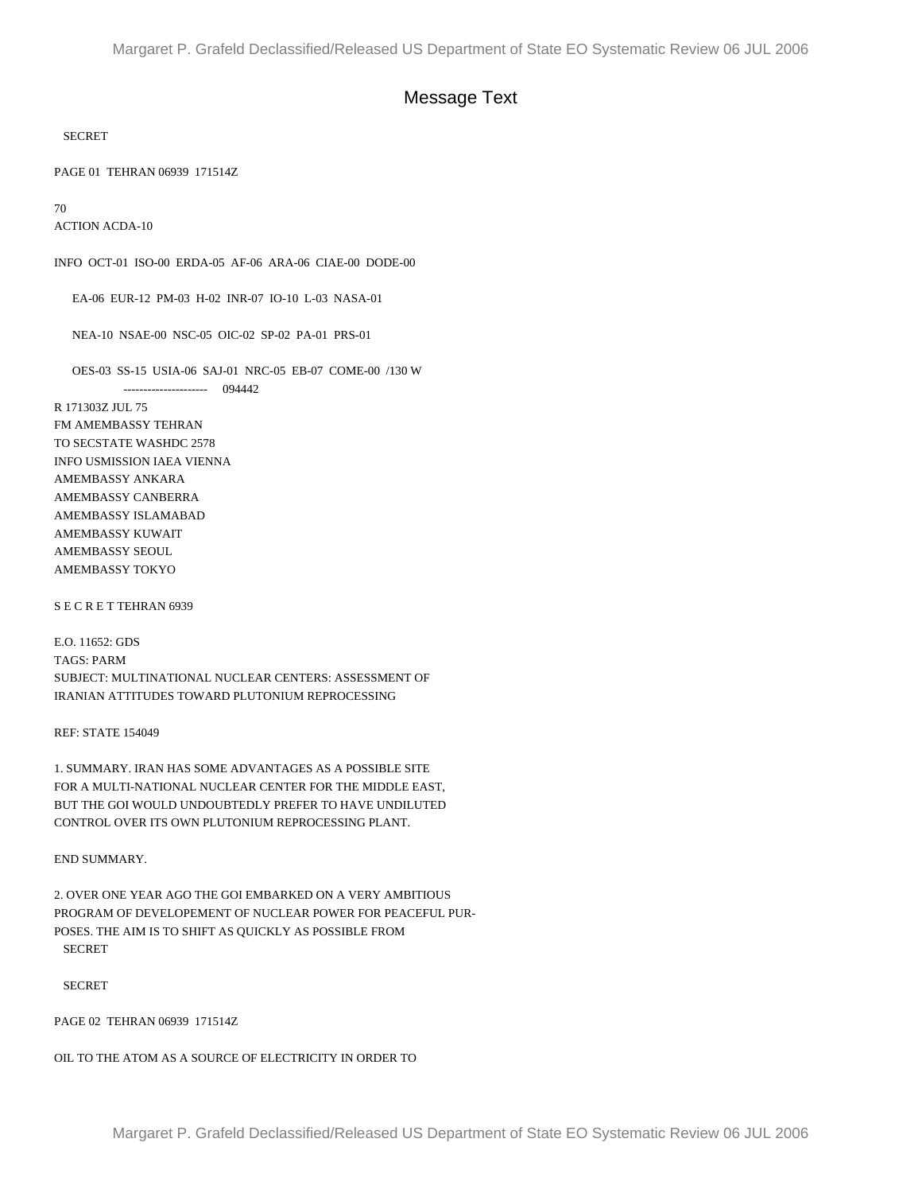# Message Text

SECRET

PAGE 01 TEHRAN 06939 171514Z

70
ACTION ACDA-10

INFO OCT-01 ISO-00 ERDA-05 AF-06 ARA-06 CIAE-00 DODE-00

EA-06 EUR-12 PM-03 H-02 INR-07 IO-10 L-03 NASA-01

NEA-10 NSAE-00 NSC-05 OIC-02 SP-02 PA-01 PRS-01

OES-03 SS-15 USIA-06 SAJ-01 NRC-05 EB-07 COME-00 /130 W
--------------------- 094442

R 171303Z JUL 75
FM AMEMBASSY TEHRAN
TO SECSTATE WASHDC 2578
INFO USMISSION IAEA VIENNA
AMEMBASSY ANKARA
AMEMBASSY CANBERRA
AMEMBASSY ISLAMABAD
AMEMBASSY KUWAIT
AMEMBASSY SEOUL
AMEMBASSY TOKYO

S E C R E T TEHRAN 6939

E.O. 11652: GDS
TAGS: PARM
SUBJECT: MULTINATIONAL NUCLEAR CENTERS: ASSESSMENT OF IRANIAN ATTITUDES TOWARD PLUTONIUM REPROCESSING

REF: STATE 154049

1. SUMMARY. IRAN HAS SOME ADVANTAGES AS A POSSIBLE SITE FOR A MULTI-NATIONAL NUCLEAR CENTER FOR THE MIDDLE EAST, BUT THE GOI WOULD UNDOUBTEDLY PREFER TO HAVE UNDILUTED CONTROL OVER ITS OWN PLUTONIUM REPROCESSING PLANT.

END SUMMARY.

2. OVER ONE YEAR AGO THE GOI EMBARKED ON A VERY AMBITIOUS PROGRAM OF DEVELOPEMENT OF NUCLEAR POWER FOR PEACEFUL PURPOSES. THE AIM IS TO SHIFT AS QUICKLY AS POSSIBLE FROM

SECRET

SECRET

PAGE 02 TEHRAN 06939 171514Z

OIL TO THE ATOM AS A SOURCE OF ELECTRICITY IN ORDER TO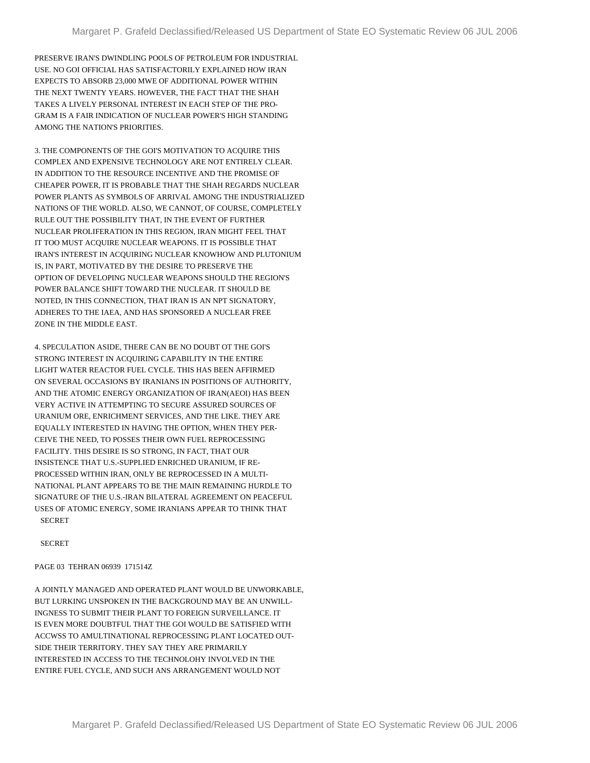PRESERVE IRAN'S DWINDLING POOLS OF PETROLEUM FOR INDUSTRIAL USE. NO GOI OFFICIAL HAS SATISFACTORILY EXPLAINED HOW IRAN EXPECTS TO ABSORB 23,000 MWE OF ADDITIONAL POWER WITHIN THE NEXT TWENTY YEARS. HOWEVER, THE FACT THAT THE SHAH TAKES A LIVELY PERSONAL INTEREST IN EACH STEP OF THE PRO- GRAM IS A FAIR INDICATION OF NUCLEAR POWER'S HIGH STANDING AMONG THE NATION'S PRIORITIES.

3. THE COMPONENTS OF THE GOI'S MOTIVATION TO ACQUIRE THIS COMPLEX AND EXPENSIVE TECHNOLOGY ARE NOT ENTIRELY CLEAR. IN ADDITION TO THE RESOURCE INCENTIVE AND THE PROMISE OF CHEAPER POWER, IT IS PROBABLE THAT THE SHAH REGARDS NUCLEAR POWER PLANTS AS SYMBOLS OF ARRIVAL AMONG THE INDUSTRIALIZED NATIONS OF THE WORLD. ALSO, WE CANNOT, OF COURSE, COMPLETELY RULE OUT THE POSSIBILITY THAT, IN THE EVENT OF FURTHER NUCLEAR PROLIFERATION IN THIS REGION, IRAN MIGHT FEEL THAT IT TOO MUST ACQUIRE NUCLEAR WEAPONS. IT IS POSSIBLE THAT IRAN'S INTEREST IN ACQUIRING NUCLEAR KNOWHOW AND PLUTONIUM IS, IN PART, MOTIVATED BY THE DESIRE TO PRESERVE THE OPTION OF DEVELOPING NUCLEAR WEAPONS SHOULD THE REGION'S POWER BALANCE SHIFT TOWARD THE NUCLEAR. IT SHOULD BE NOTED, IN THIS CONNECTION, THAT IRAN IS AN NPT SIGNATORY, ADHERES TO THE IAEA, AND HAS SPONSORED A NUCLEAR FREE ZONE IN THE MIDDLE EAST.

4. SPECULATION ASIDE, THERE CAN BE NO DOUBT OT THE GOI'S STRONG INTEREST IN ACQUIRING CAPABILITY IN THE ENTIRE LIGHT WATER REACTOR FUEL CYCLE. THIS HAS BEEN AFFIRMED ON SEVERAL OCCASIONS BY IRANIANS IN POSITIONS OF AUTHORITY, AND THE ATOMIC ENERGY ORGANIZATION OF IRAN(AEOI) HAS BEEN VERY ACTIVE IN ATTEMPTING TO SECURE ASSURED SOURCES OF URANIUM ORE, ENRICHMENT SERVICES, AND THE LIKE. THEY ARE EQUALLY INTERESTED IN HAVING THE OPTION, WHEN THEY PER- CEIVE THE NEED, TO POSSES THEIR OWN FUEL REPROCESSING FACILITY. THIS DESIRE IS SO STRONG, IN FACT, THAT OUR INSISTENCE THAT U.S.-SUPPLIED ENRICHED URANIUM, IF RE- PROCESSED WITHIN IRAN, ONLY BE REPROCESSED IN A MULTI- NATIONAL PLANT APPEARS TO BE THE MAIN REMAINING HURDLE TO SIGNATURE OF THE U.S.-IRAN BILATERAL AGREEMENT ON PEACEFUL USES OF ATOMIC ENERGY, SOME IRANIANS APPEAR TO THINK THAT

SECRET

SECRET

PAGE 03 TEHRAN 06939 171514Z

A JOINTLY MANAGED AND OPERATED PLANT WOULD BE UNWORKABLE, BUT LURKING UNSPOKEN IN THE BACKGROUND MAY BE AN UNWILL- INGNESS TO SUBMIT THEIR PLANT TO FOREIGN SURVEILLANCE. IT IS EVEN MORE DOUBTFUL THAT THE GOI WOULD BE SATISFIED WITH ACCWSS TO AMULTINATIONAL REPROCESSING PLANT LOCATED OUT- SIDE THEIR TERRITORY. THEY SAY THEY ARE PRIMARILY INTERESTED IN ACCESS TO THE TECHNOLOHY INVOLVED IN THE ENTIRE FUEL CYCLE, AND SUCH ANS ARRANGEMENT WOULD NOT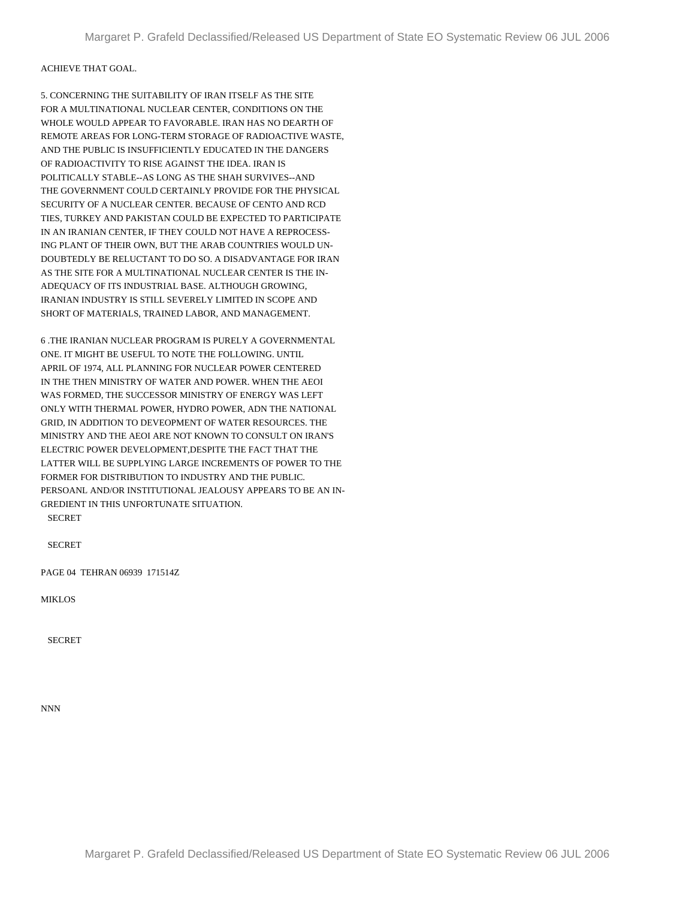ACHIEVE THAT GOAL.

5. CONCERNING THE SUITABILITY OF IRAN ITSELF AS THE SITE FOR A MULTINATIONAL NUCLEAR CENTER, CONDITIONS ON THE WHOLE WOULD APPEAR TO FAVORABLE. IRAN HAS NO DEARTH OF REMOTE AREAS FOR LONG-TERM STORAGE OF RADIOACTIVE WASTE, AND THE PUBLIC IS INSUFFICIENTLY EDUCATED IN THE DANGERS OF RADIOACTIVITY TO RISE AGAINST THE IDEA. IRAN IS POLITICALLY STABLE--AS LONG AS THE SHAH SURVIVES--AND THE GOVERNMENT COULD CERTAINLY PROVIDE FOR THE PHYSICAL SECURITY OF A NUCLEAR CENTER. BECAUSE OF CENTO AND RCD TIES, TURKEY AND PAKISTAN COULD BE EXPECTED TO PARTICIPATE IN AN IRANIAN CENTER, IF THEY COULD NOT HAVE A REPROCESS-ING PLANT OF THEIR OWN, BUT THE ARAB COUNTRIES WOULD UN-DOUBTEDLY BE RELUCTANT TO DO SO. A DISADVANTAGE FOR IRAN AS THE SITE FOR A MULTINATIONAL NUCLEAR CENTER IS THE IN-ADEQUACY OF ITS INDUSTRIAL BASE. ALTHOUGH GROWING, IRANIAN INDUSTRY IS STILL SEVERELY LIMITED IN SCOPE AND SHORT OF MATERIALS, TRAINED LABOR, AND MANAGEMENT.

6 .THE IRANIAN NUCLEAR PROGRAM IS PURELY A GOVERNMENTAL ONE. IT MIGHT BE USEFUL TO NOTE THE FOLLOWING. UNTIL APRIL OF 1974, ALL PLANNING FOR NUCLEAR POWER CENTERED IN THE THEN MINISTRY OF WATER AND POWER. WHEN THE AEOI WAS FORMED, THE SUCCESSOR MINISTRY OF ENERGY WAS LEFT ONLY WITH THERMAL POWER, HYDRO POWER, ADN THE NATIONAL GRID, IN ADDITION TO DEVEOPMENT OF WATER RESOURCES. THE MINISTRY AND THE AEOI ARE NOT KNOWN TO CONSULT ON IRAN'S ELECTRIC POWER DEVELOPMENT,DESPITE THE FACT THAT THE LATTER WILL BE SUPPLYING LARGE INCREMENTS OF POWER TO THE FORMER FOR DISTRIBUTION TO INDUSTRY AND THE PUBLIC. PERSOANL AND/OR INSTITUTIONAL JEALOUSY APPEARS TO BE AN IN-GREDIENT IN THIS UNFORTUNATE SITUATION.

SECRET

SECRET

PAGE 04 TEHRAN 06939 171514Z

MIKLOS

SECRET

NNN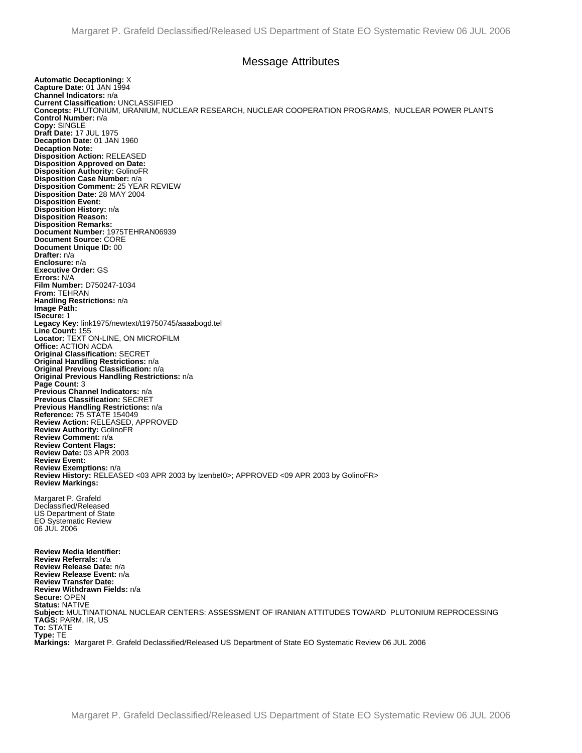# Message Attributes

**Automatic Decaptioning:** X
**Capture Date:** 01 JAN 1994
**Channel Indicators:** n/a
**Current Classification:** UNCLASSIFIED
**Concepts:** PLUTONIUM, URANIUM, NUCLEAR RESEARCH, NUCLEAR COOPERATION PROGRAMS, NUCLEAR POWER PLANTS
**Control Number:** n/a
**Copy:** SINGLE
**Draft Date:** 17 JUL 1975
**Decaption Date:** 01 JAN 1960
**Decaption Note:**
**Disposition Action:** RELEASED
**Disposition Approved on Date:**
**Disposition Authority:** GolinoFR
**Disposition Case Number:** n/a
**Disposition Comment:** 25 YEAR REVIEW
**Disposition Date:** 28 MAY 2004
**Disposition Event:**
**Disposition History:** n/a
**Disposition Reason:**
**Disposition Remarks:**
**Document Number:** 1975TEHRAN06939
**Document Source:** CORE
**Document Unique ID:** 00
**Drafter:** n/a
**Enclosure:** n/a
**Executive Order:** GS
**Errors:** N/A
**Film Number:** D750247-1034
**From:** TEHRAN
**Handling Restrictions:** n/a
**Image Path:**
**ISecure:** 1
**Legacy Key:** link1975/newtext/t19750745/aaaabogd.tel
**Line Count:** 155
**Locator:** TEXT ON-LINE, ON MICROFILM
**Office:** ACTION ACDA
**Original Classification:** SECRET
**Original Handling Restrictions:** n/a
**Original Previous Classification:** n/a
**Original Previous Handling Restrictions:** n/a
**Page Count:** 3
**Previous Channel Indicators:** n/a
**Previous Classification:** SECRET
**Previous Handling Restrictions:** n/a
**Reference:** 75 STATE 154049
**Review Action:** RELEASED, APPROVED
**Review Authority:** GolinoFR
**Review Comment:** n/a
**Review Content Flags:**
**Review Date:** 03 APR 2003
**Review Event:**
**Review Exemptions:** n/a
**Review History:** RELEASED <03 APR 2003 by IzenbeI0>; APPROVED <09 APR 2003 by GolinoFR>
**Review Markings:**

Margaret P. Grafeld
Declassified/Released
US Department of State
EO Systematic Review
06 JUL 2006

**Review Media Identifier:**
**Review Referrals:** n/a
**Review Release Date:** n/a
**Review Release Event:** n/a
**Review Transfer Date:**
**Review Withdrawn Fields:** n/a
**Secure:** OPEN
**Status:** NATIVE
**Subject:** MULTINATIONAL NUCLEAR CENTERS: ASSESSMENT OF IRANIAN ATTITUDES TOWARD PLUTONIUM REPROCESSING
**TAGS:** PARM, IR, US
**To:** STATE
**Type:** TE
**Markings:** Margaret P. Grafeld Declassified/Released US Department of State EO Systematic Review 06 JUL 2006